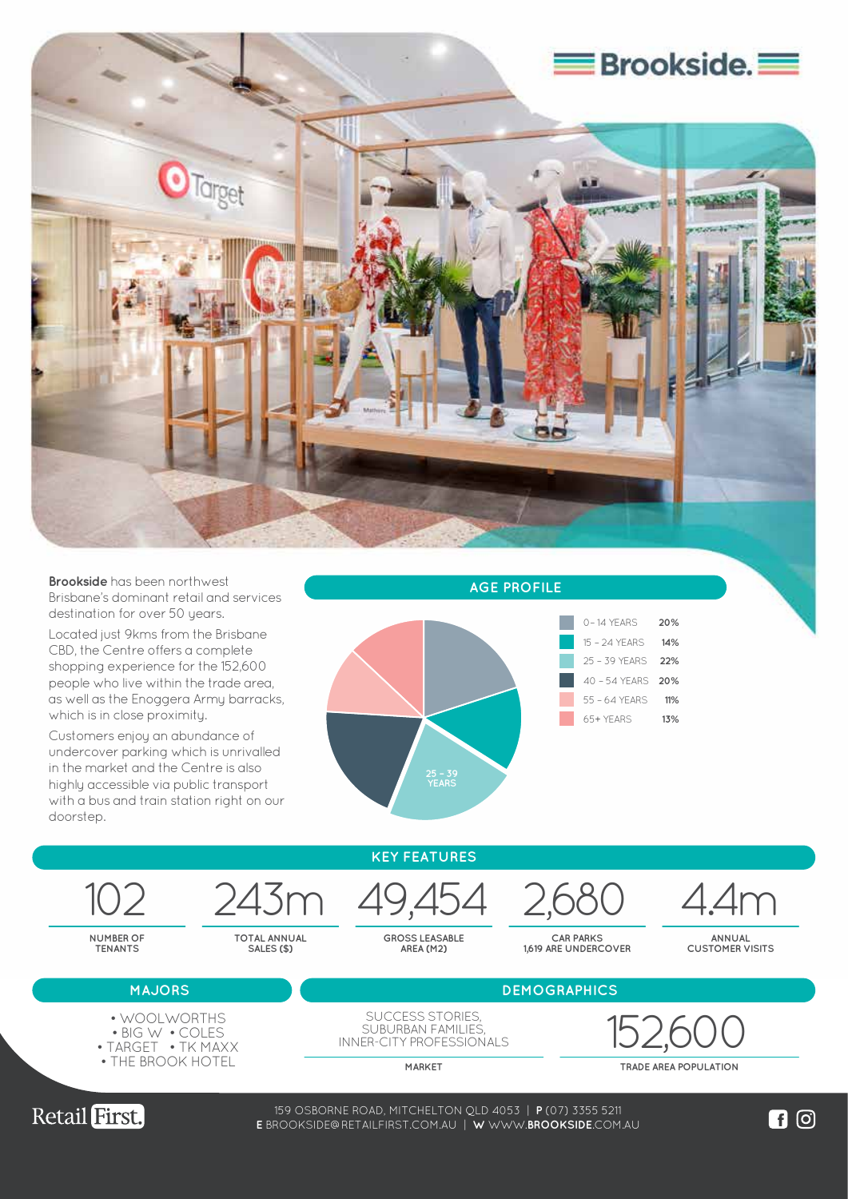# Brookside.

**Brookside** has been northwest Brisbane's dominant retail and services destination for over 50 years.

Located just 9kms from the Brisbane CBD, the Centre offers a complete shopping experience for the 152,600 people who live within the trade area, as well as the Enoggera Army barracks, which is in close proximity.

Customers enjoy an abundance of undercover parking which is unrivalled in the market and the Centre is also highly accessible via public transport with a bus and train station right on our doorstep.

## AGE PROFILE

| Age | % |
|---|---|
| 0 – 14 YEARS | 20% |
| 15 – 24 YEARS | 14% |
| 25 – 39 YEARS | 22% |
| 40 – 54 YEARS | 20% |
| 55 – 64 YEARS | 11% |
| 65+ YEARS | 13% |

## KEY FEATURES

| 102 | 243m | 49,454 | 2,680 | 4.4m |
|---|---|---|---|---|
| NUMBER OF TENANTS | TOTAL ANNUAL SALES ($) | GROSS LEASABLE AREA (M2) | CAR PARKS 1,619 ARE UNDERCOVER | ANNUAL CUSTOMER VISITS |

## MAJORS

- WOOLWORTHS
- BIG W
- COLES
- TARGET
- TK MAXX
- THE BROOK HOTEL

## DEMOGRAPHICS

SUCCESS STORIES, SUBURBAN FAMILIES, INNER-CITY PROFESSIONALS

**MARKET**

152,600

**TRADE AREA POPULATION**

Retail First.

159 OSBORNE ROAD, MITCHELTON QLD 4053 | **P** (07) 3355 5211
**E** BROOKSIDE@RETAILFIRST.COM.AU | **W** WWW.**BROOKSIDE**.COM.AU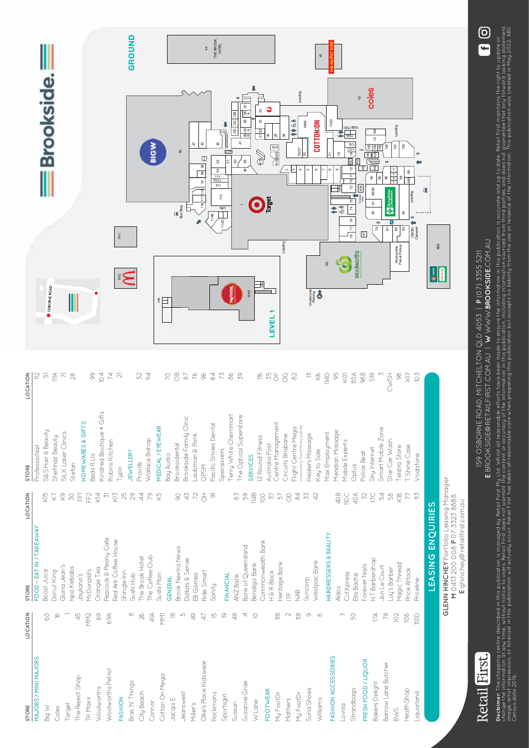| STORE | LOCATION |
|---|---|
| **MAJORS / MINI MAJORS** | |
| Big W | 60 |
| Coles | 16 |
| Target | 1 |
| The Reject Shop | 45 |
| TK Maxx | MM2 |
| Woolworths | 69 |
| Woolworths Petrol | 69A |
| **FASHION** | |
| Bras 'N' Things | 8 |
| City Beach | 26 |
| Connor | 41A |
| Cotton On Mega | MM1 |
| Jacqui E | 18 |
| Jeanswest | 5 |
| Miller's | 49 |
| Ollie's Place Kidswear | 47 |
| Rockmans | 15 |
| Sportsgirl | 19 |
| Sussan | 48 |
| Suzanne Grae | 4 |
| W Lane | 10 |
| **FOOTWEAR** | |
| My FootDr | 118 |
| Mathers | 2 |
| My FootDr | 118 |
| Suna Shoes | 9 |
| Williams | 6 |
| **FASHION ACCESSORIES** | |
| Lovisa | 7 |
| Strandbags | 50 |
| **FRESH FOOD / LIQUOR** | |
| Bakers Delight | 17A |
| Barrow Lane Butcher | 78 |
| BWS | 102 |
| HealthShop | 106 |
| Liquorland | 110D |

| STORE | LOCATION |
|---|---|
| **FOOD – EAT IN / TAKEAWAY** | |
| Boost Juice | K15 |
| Donut King | K7 |
| Gloria Jean's | K9 |
| Ispa Kebabs | 30 |
| Jayliano's | FF1 |
| McDonald's | FF2 |
| Orange Tea | K14 |
| Peacock & Peony Cafe | 31 |
| Red Ark Coffee House | K13 |
| Shingle Inn | 25 |
| Sushi Hub | 29 |
| The Brook Hotel | 44 |
| The Coffee Club | 79 |
| Sushi Man | K5 |
| **GENERAL** | |
| Brook Nextra News | 90 |
| Dollars & Sense | 43 |
| EB Games | 72 |
| Ride Smart | OH |
| Sanity | 91 |
| **FINANCIAL** | |
| ANZ Bank | 83 |
| Bank of Queensland | 59 |
| Bendigo Bank | 114B |
| Commonwealth Bank | 100 |
| H & R Block | 37 |
| Heritage Bank | 57 |
| ITP | OD |
| NAB | 84 |
| Suncorp | 33 |
| Westpac Bank | 42 |
| **HAIRDRESSERS & BEAUTY** | |
| Aldos | 40B |
| CutXpress | 110C |
| Ella Baché | 40A |
| Forever Nails | 32 |
| H.T Barbershop | 17C |
| Jon Le Court | 54 |
| Loy's Barber | 58 |
| Magic Thread | K18 |
| Price Attack | 77 |
| Priceline | 113 |

| STORE | LOCATION |
|---|---|
| ProfessioNail | 112 |
| S&S Hair & Beauty | 51 |
| Shehnaz Beauty | 111A |
| SILK Laser Clinics | 71 |
| Stefan | 28 |
| **HOMEWARES & GIFTS** | |
| Beds R Us | 99 |
| Kindred Boutique + Gifts | 104 |
| Robins Kitchen | 74 |
| Typo | 21 |
| **JEWELLERY** | |
| Prouds | 52 |
| Wallace Bishop | 94 |
| **MEDICAL / EYEWEAR** | |
| Bay Audio | 70 |
| Brooksidental | OB |
| Brookside Family Clinic | 87 |
| Laubman & Pank | 76 |
| OPSM | 96 |
| Pacific Smiles Dental | 84 |
| Specsavers | 73 |
| Terry White Chemmart | 86 |
| The Optical Superstore | 39 |
| **SERVICES** | |
| 12 Round Fitness | 116 |
| Australia Post | 35 |
| Centre Management | OF |
| Circuits Brisbane | OG |
| Flight Centre Mega (Incorporating Travel Money Australia) | 82 |
| Healers Massage | 111 |
| Key to Sole | K6 |
| Max Employment | 114D |
| Meridian Massage | 95 |
| Mobile Experts | K01 |
| Optus | 110A |
| Police Beat | 98B |
| Sky Internet | S19 |
| Smart Mobile Zone | 3 |
| Star Car Wash | CWSH |
| Telstra Store | 98 |
| T Shine Case | K17 |
| Vodafone | 103 |

## LEASING ENQUIRIES

**GLENN HINCHEY** Portfolio Leasing Manager
**M** 0413 200 008 **P** 07 3323 8888
**E** ghinchey@retailfirst.com.au

Brookside.

GROUND

LEVEL 1

159 OSBORNE ROAD, MITCHELTON QLD 4053 | **P** (07) 3355 5211
**E** BROOKSIDE@RETAILFIRST.COM.AU | **W** WWW.**BROOKSIDE**.COM.AU

Retail First.

**Disclaimer:** The shopping centre described in this publication is managed by Retail First Pty Ltd. Whilst all reasonable efforts have been made to ensure the information in this publication is accurate and up to date, Retail First maintains the right to update or change the information at any time, without notice to users. Retail First does not warrant the content or accuracy of the information in this publication, including information sourced from third parties, and does not guarantee that any forward looking statement, image, artist impression, or forecast in this publication will actually occur. Retail First has taken all reasonable care when preparing this publication but accepts no liability from the use or reliance of the information. This publication was created in May 2022. ABS Census data 2016.